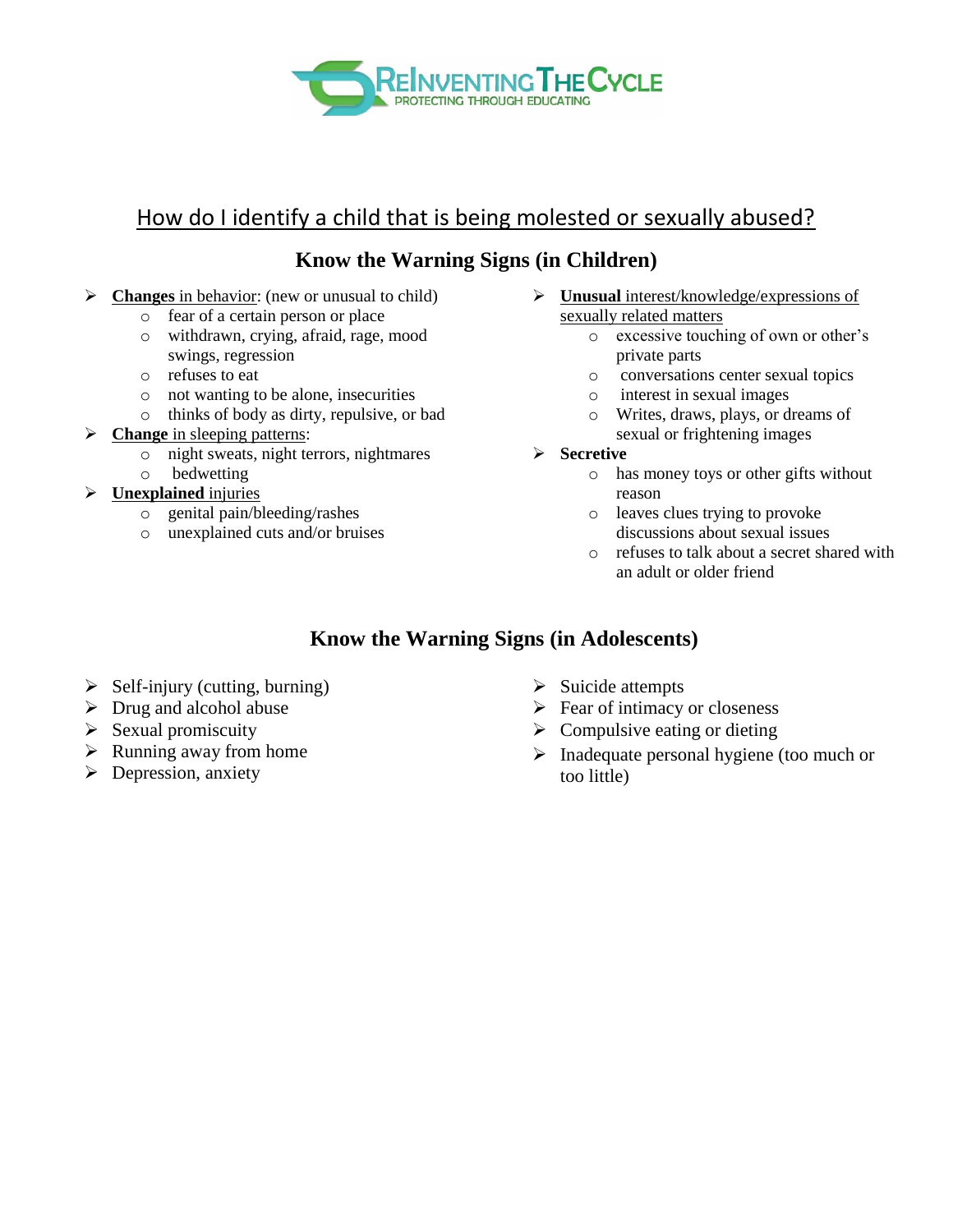ReInventing The Cycle
PROTECTING THROUGH EDUCATING

## How do I identify a child that is being molested or sexually abused?

### Know the Warning Signs (in Children)

- **Changes** in behavior: (new or unusual to child)
  - fear of a certain person or place
  - withdrawn, crying, afraid, rage, mood swings, regression
  - refuses to eat
  - not wanting to be alone, insecurities
  - thinks of body as dirty, repulsive, or bad
- **Change** in sleeping patterns:
  - night sweats, night terrors, nightmares
  - bedwetting
- **Unexplained** injuries
  - genital pain/bleeding/rashes
  - unexplained cuts and/or bruises
- **Unusual** interest/knowledge/expressions of sexually related matters
  - excessive touching of own or other's private parts
  - conversations center sexual topics
  - interest in sexual images
  - Writes, draws, plays, or dreams of sexual or frightening images
- **Secretive**
  - has money toys or other gifts without reason
  - leaves clues trying to provoke discussions about sexual issues
  - refuses to talk about a secret shared with an adult or older friend

### Know the Warning Signs (in Adolescents)

- Self-injury (cutting, burning)
- Drug and alcohol abuse
- Sexual promiscuity
- Running away from home
- Depression, anxiety
- Suicide attempts
- Fear of intimacy or closeness
- Compulsive eating or dieting
- Inadequate personal hygiene (too much or too little)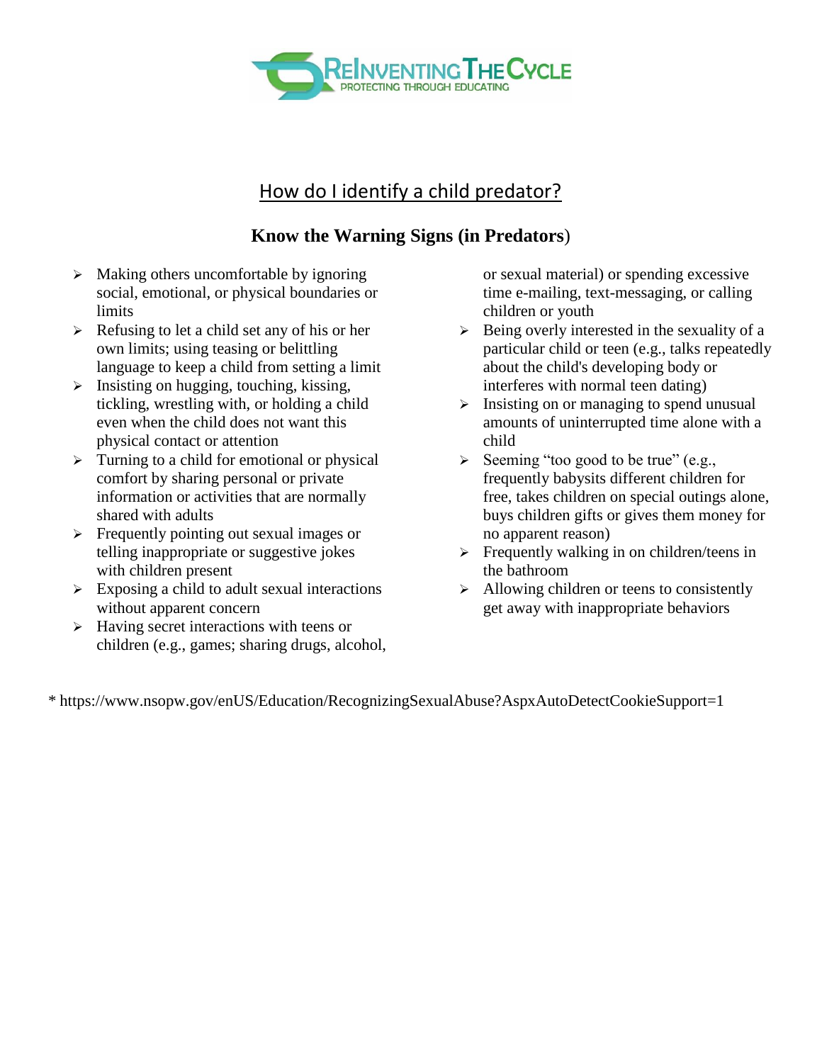# How do I identify a child predator?

## Know the Warning Signs (in Predators))

- Making others uncomfortable by ignoring social, emotional, or physical boundaries or limits
- Refusing to let a child set any of his or her own limits; using teasing or belittling language to keep a child from setting a limit
- Insisting on hugging, touching, kissing, tickling, wrestling with, or holding a child even when the child does not want this physical contact or attention
- Turning to a child for emotional or physical comfort by sharing personal or private information or activities that are normally shared with adults
- Frequently pointing out sexual images or telling inappropriate or suggestive jokes with children present
- Exposing a child to adult sexual interactions without apparent concern
- Having secret interactions with teens or children (e.g., games; sharing drugs, alcohol, or sexual material) or spending excessive time e-mailing, text-messaging, or calling children or youth
- Being overly interested in the sexuality of a particular child or teen (e.g., talks repeatedly about the child's developing body or interferes with normal teen dating)
- Insisting on or managing to spend unusual amounts of uninterrupted time alone with a child
- Seeming "too good to be true" (e.g., frequently babysits different children for free, takes children on special outings alone, buys children gifts or gives them money for no apparent reason)
- Frequently walking in on children/teens in the bathroom
- Allowing children or teens to consistently get away with inappropriate behaviors

* https://www.nsopw.gov/enUS/Education/RecognizingSexualAbuse?AspxAutoDetectCookieSupport=1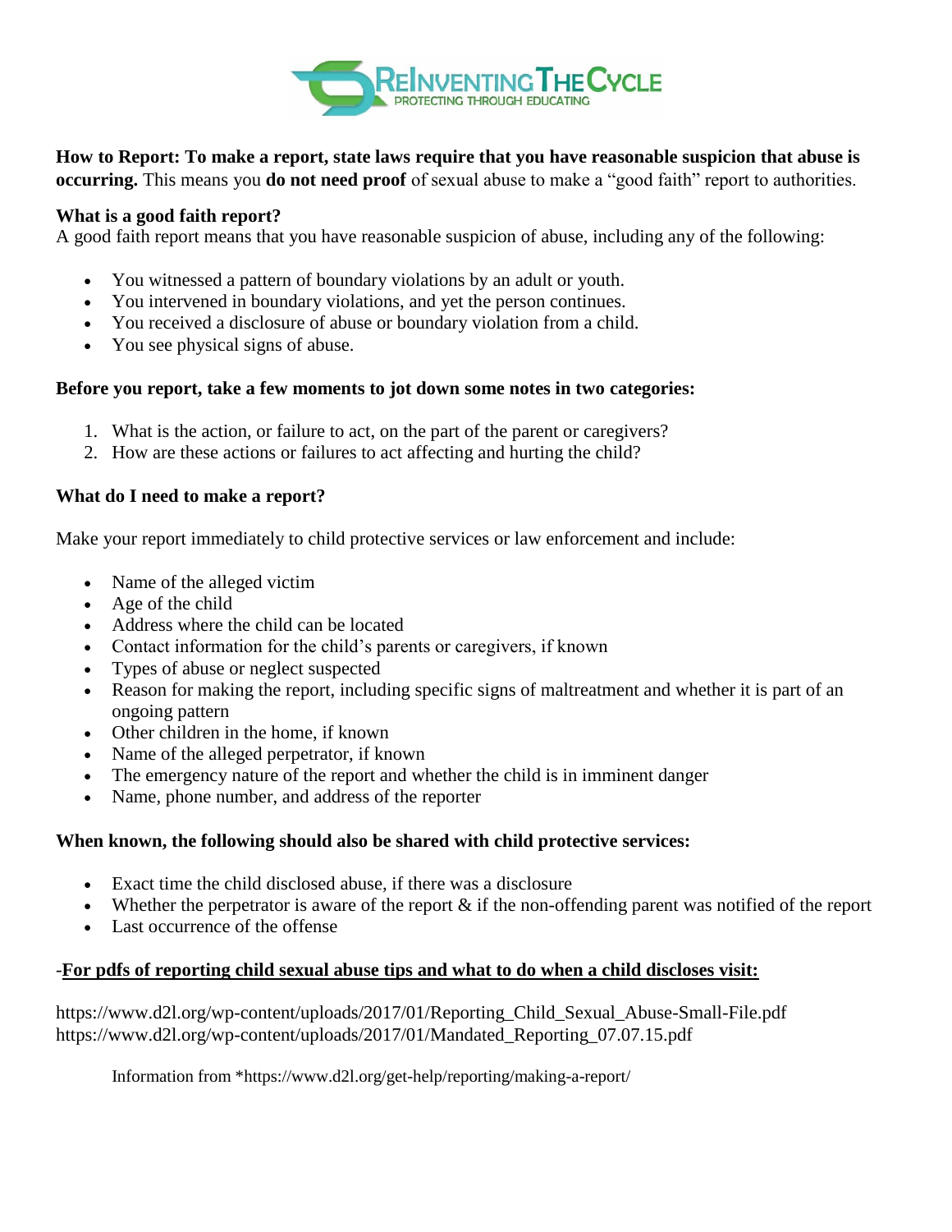**How to Report: To make a report, state laws require that you have reasonable suspicion that abuse is occurring.** This means you **do not need proof** of sexual abuse to make a "good faith" report to authorities.

**What is a good faith report?**
A good faith report means that you have reasonable suspicion of abuse, including any of the following:

- You witnessed a pattern of boundary violations by an adult or youth.
- You intervened in boundary violations, and yet the person continues.
- You received a disclosure of abuse or boundary violation from a child.
- You see physical signs of abuse.

**Before you report, take a few moments to jot down some notes in two categories:**

1. What is the action, or failure to act, on the part of the parent or caregivers?
2. How are these actions or failures to act affecting and hurting the child?

**What do I need to make a report?**

Make your report immediately to child protective services or law enforcement and include:

- Name of the alleged victim
- Age of the child
- Address where the child can be located
- Contact information for the child's parents or caregivers, if known
- Types of abuse or neglect suspected
- Reason for making the report, including specific signs of maltreatment and whether it is part of an ongoing pattern
- Other children in the home, if known
- Name of the alleged perpetrator, if known
- The emergency nature of the report and whether the child is in imminent danger
- Name, phone number, and address of the reporter

**When known, the following should also be shared with child protective services:**

- Exact time the child disclosed abuse, if there was a disclosure
- Whether the perpetrator is aware of the report & if the non-offending parent was notified of the report
- Last occurrence of the offense

-**For pdfs of reporting child sexual abuse tips and what to do when a child discloses visit:**

https://www.d2l.org/wp-content/uploads/2017/01/Reporting_Child_Sexual_Abuse-Small-File.pdf
https://www.d2l.org/wp-content/uploads/2017/01/Mandated_Reporting_07.07.15.pdf

Information from *https://www.d2l.org/get-help/reporting/making-a-report/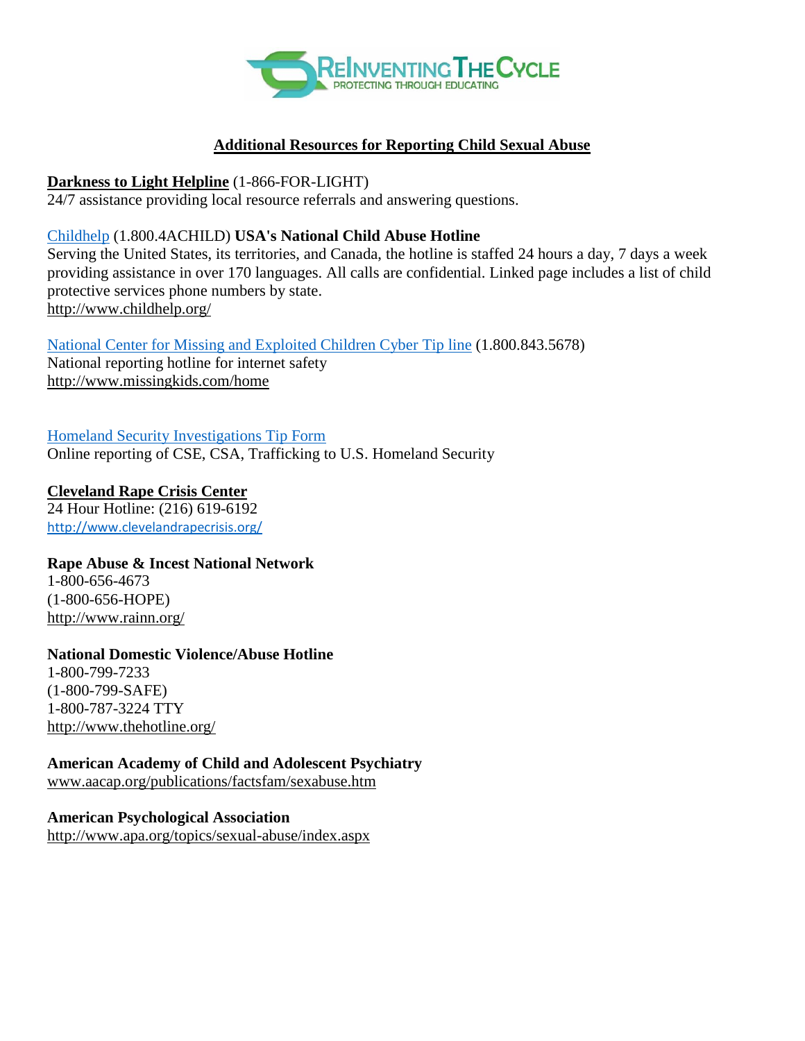REINVENTING THE CYCLE
PROTECTING THROUGH EDUCATING

## Additional Resources for Reporting Child Sexual Abuse

**Darkness to Light Helpline** (1-866-FOR-LIGHT)
24/7 assistance providing local resource referrals and answering questions.

Childhelp (1.800.4ACHILD) **USA's National Child Abuse Hotline**
Serving the United States, its territories, and Canada, the hotline is staffed 24 hours a day, 7 days a week providing assistance in over 170 languages. All calls are confidential. Linked page includes a list of child protective services phone numbers by state.
http://www.childhelp.org/

National Center for Missing and Exploited Children Cyber Tip line (1.800.843.5678)
National reporting hotline for internet safety
http://www.missingkids.com/home

Homeland Security Investigations Tip Form
Online reporting of CSE, CSA, Trafficking to U.S. Homeland Security

**Cleveland Rape Crisis Center**
24 Hour Hotline: (216) 619-6192
http://www.clevelandrapecrisis.org/

**Rape Abuse & Incest National Network**
1-800-656-4673
(1-800-656-HOPE)
http://www.rainn.org/

**National Domestic Violence/Abuse Hotline**
1-800-799-7233
(1-800-799-SAFE)
1-800-787-3224 TTY
http://www.thehotline.org/

**American Academy of Child and Adolescent Psychiatry**
www.aacap.org/publications/factsfam/sexabuse.htm

**American Psychological Association**
http://www.apa.org/topics/sexual-abuse/index.aspx